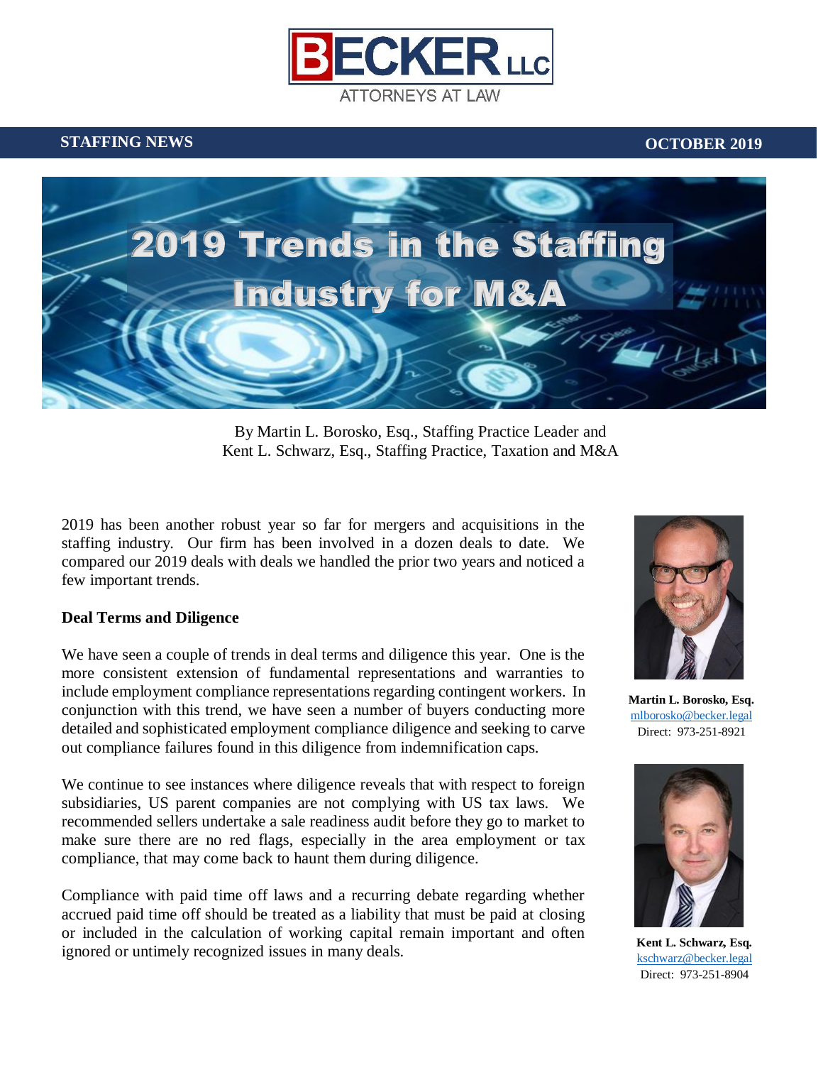BECKER LLC
ATTORNEYS AT LAW

**STAFFING NEWS** **OCTOBER 2019**

# 2019 Trends in the Staffing Industry for M&A

By Martin L. Borosko, Esq., Staffing Practice Leader and
Kent L. Schwarz, Esq., Staffing Practice, Taxation and M&A

2019 has been another robust year so far for mergers and acquisitions in the staffing industry. Our firm has been involved in a dozen deals to date. We compared our 2019 deals with deals we handled the prior two years and noticed a few important trends.

**Deal Terms and Diligence**

We have seen a couple of trends in deal terms and diligence this year. One is the more consistent extension of fundamental representations and warranties to include employment compliance representations regarding contingent workers. In conjunction with this trend, we have seen a number of buyers conducting more detailed and sophisticated employment compliance diligence and seeking to carve out compliance failures found in this diligence from indemnification caps.

We continue to see instances where diligence reveals that with respect to foreign subsidiaries, US parent companies are not complying with US tax laws. We recommended sellers undertake a sale readiness audit before they go to market to make sure there are no red flags, especially in the area employment or tax compliance, that may come back to haunt them during diligence.

Compliance with paid time off laws and a recurring debate regarding whether accrued paid time off should be treated as a liability that must be paid at closing or included in the calculation of working capital remain important and often ignored or untimely recognized issues in many deals.

**Martin L. Borosko, Esq.**
mlborosko@becker.legal
Direct: 973-251-8921

**Kent L. Schwarz, Esq.**
kschwarz@becker.legal
Direct: 973-251-8904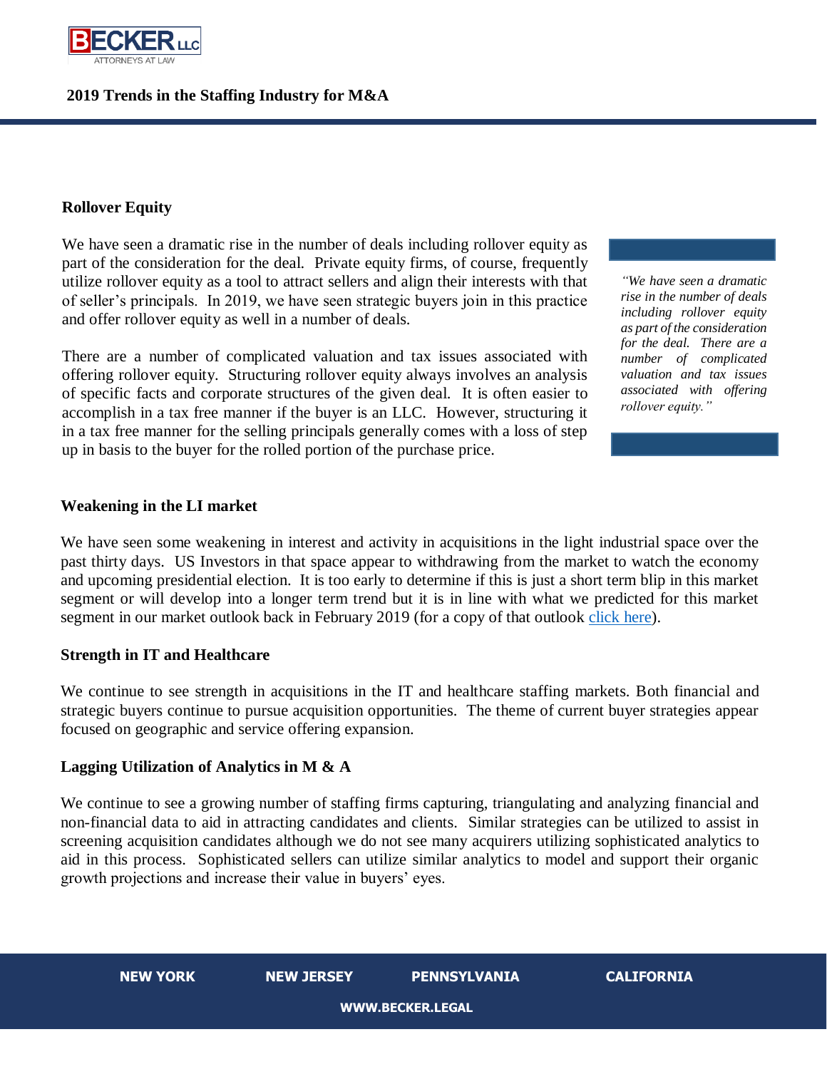## Rollover Equity

We have seen a dramatic rise in the number of deals including rollover equity as part of the consideration for the deal. Private equity firms, of course, frequently utilize rollover equity as a tool to attract sellers and align their interests with that of seller's principals. In 2019, we have seen strategic buyers join in this practice and offer rollover equity as well in a number of deals.

There are a number of complicated valuation and tax issues associated with offering rollover equity. Structuring rollover equity always involves an analysis of specific facts and corporate structures of the given deal. It is often easier to accomplish in a tax free manner if the buyer is an LLC. However, structuring it in a tax free manner for the selling principals generally comes with a loss of step up in basis to the buyer for the rolled portion of the purchase price.

> *"We have seen a dramatic rise in the number of deals including rollover equity as part of the consideration for the deal. There are a number of complicated valuation and tax issues associated with offering rollover equity."*

## Weakening in the LI market

We have seen some weakening in interest and activity in acquisitions in the light industrial space over the past thirty days. US Investors in that space appear to withdrawing from the market to watch the economy and upcoming presidential election. It is too early to determine if this is just a short term blip in this market segment or will develop into a longer term trend but it is in line with what we predicted for this market segment in our market outlook back in February 2019 (for a copy of that outlook click here).

## Strength in IT and Healthcare

We continue to see strength in acquisitions in the IT and healthcare staffing markets. Both financial and strategic buyers continue to pursue acquisition opportunities. The theme of current buyer strategies appear focused on geographic and service offering expansion.

## Lagging Utilization of Analytics in M & A

We continue to see a growing number of staffing firms capturing, triangulating and analyzing financial and non-financial data to aid in attracting candidates and clients. Similar strategies can be utilized to assist in screening acquisition candidates although we do not see many acquirers utilizing sophisticated analytics to aid in this process. Sophisticated sellers can utilize similar analytics to model and support their organic growth projections and increase their value in buyers' eyes.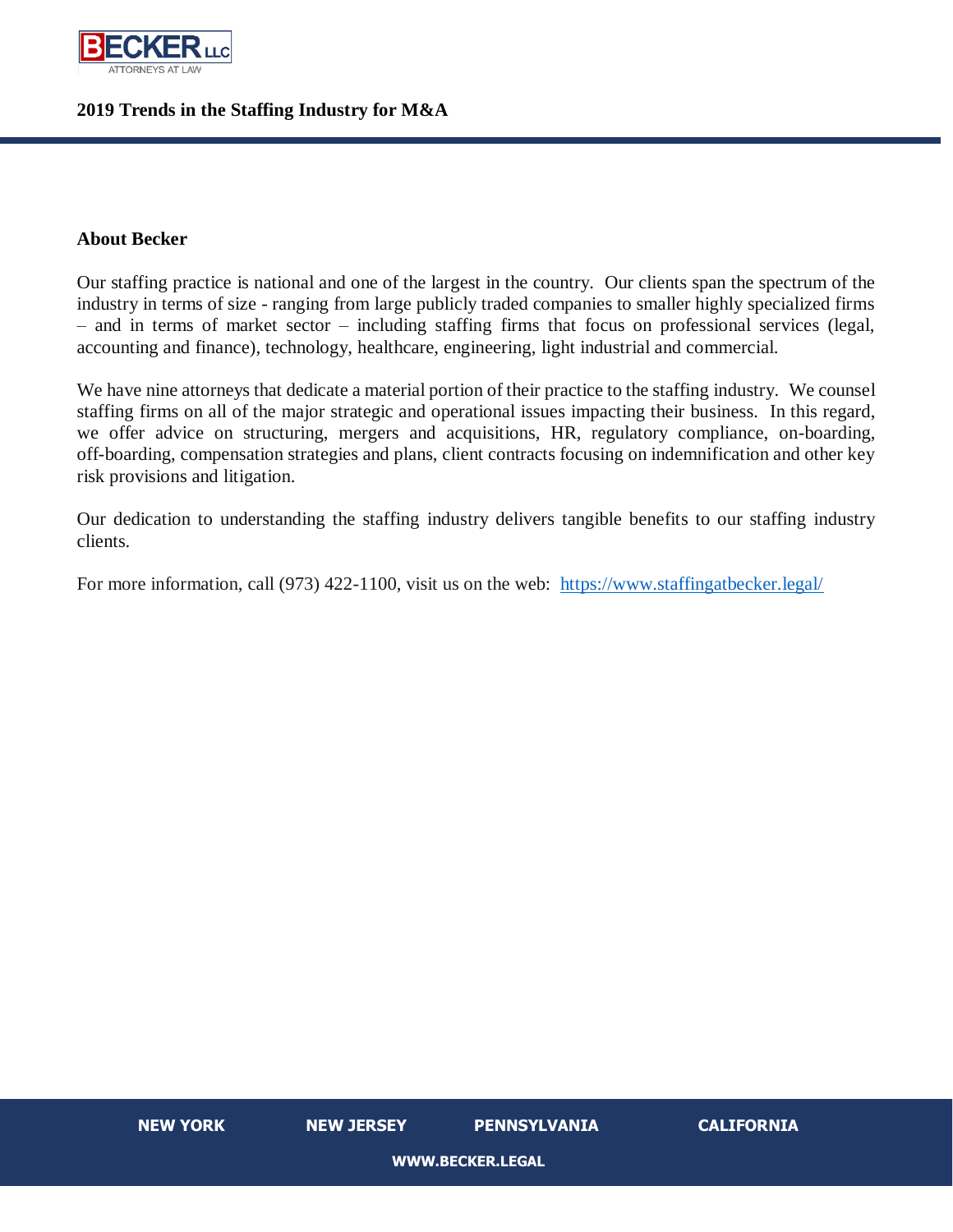## About Becker

Our staffing practice is national and one of the largest in the country. Our clients span the spectrum of the industry in terms of size - ranging from large publicly traded companies to smaller highly specialized firms – and in terms of market sector – including staffing firms that focus on professional services (legal, accounting and finance), technology, healthcare, engineering, light industrial and commercial.

We have nine attorneys that dedicate a material portion of their practice to the staffing industry. We counsel staffing firms on all of the major strategic and operational issues impacting their business. In this regard, we offer advice on structuring, mergers and acquisitions, HR, regulatory compliance, on-boarding, off-boarding, compensation strategies and plans, client contracts focusing on indemnification and other key risk provisions and litigation.

Our dedication to understanding the staffing industry delivers tangible benefits to our staffing industry clients.

For more information, call (973) 422-1100, visit us on the web: [https://www.staffingatbecker.legal/](https://www.staffingatbecker.legal/)